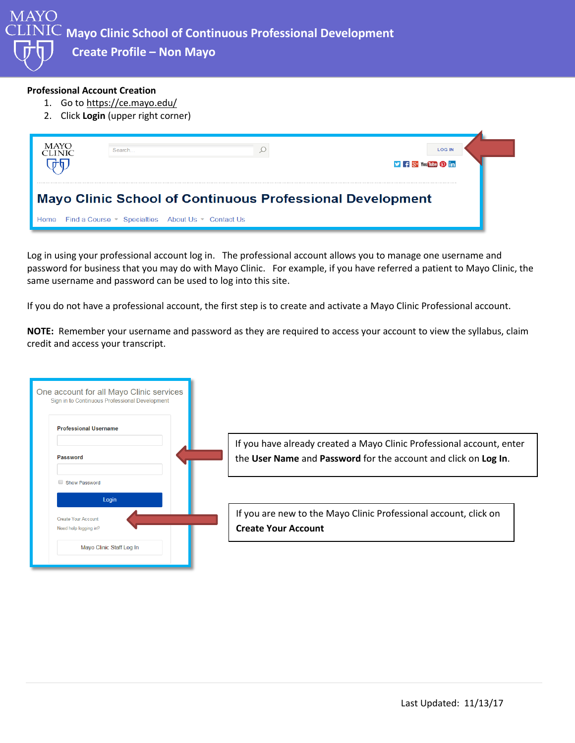# Mayo Clinic School of Continuous Professional Development

## Create Profile – Non Mayo

**Professional Account Creation**

1. Go to https://ce.mayo.edu/
2. Click **Login** (upper right corner)

Log in using your professional account log in. The professional account allows you to manage one username and password for business that you may do with Mayo Clinic. For example, if you have referred a patient to Mayo Clinic, the same username and password can be used to log into this site.

If you do not have a professional account, the first step is to create and activate a Mayo Clinic Professional account.

**NOTE:** Remember your username and password as they are required to access your account to view the syllabus, claim credit and access your transcript.

If you have already created a Mayo Clinic Professional account, enter the **User Name** and **Password** for the account and click on **Log In**.

If you are new to the Mayo Clinic Professional account, click on **Create Your Account**

Last Updated: 11/13/17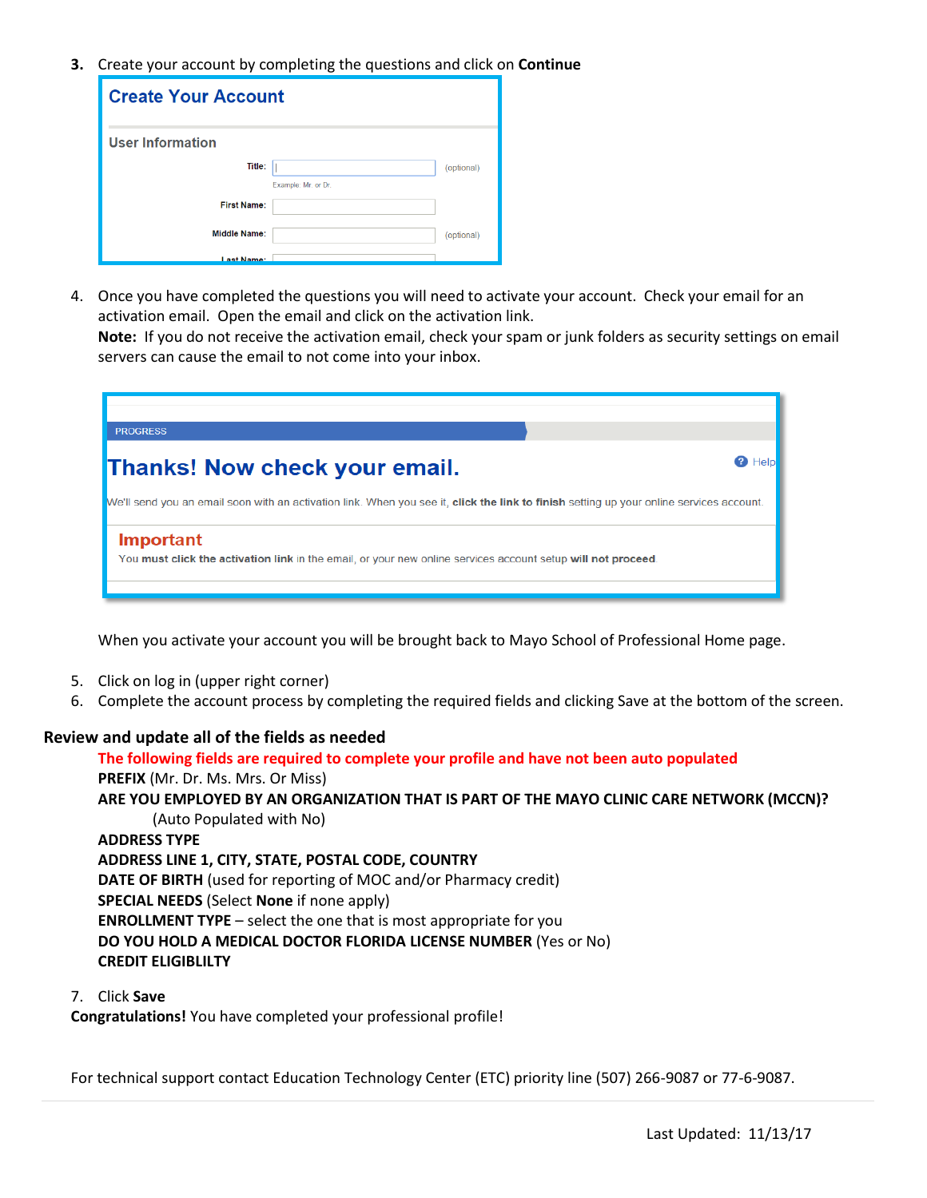3. Create your account by completing the questions and click on **Continue**

Create Your Account

User Information

Title: (optional)
Example: Mr. or Dr.
First Name:
Middle Name: (optional)
Last Name:

4. Once you have completed the questions you will need to activate your account. Check your email for an activation email. Open the email and click on the activation link.
   **Note:** If you do not receive the activation email, check your spam or junk folders as security settings on email servers can cause the email to not come into your inbox.

PROGRESS

Thanks! Now check your email.

Help

We'll send you an email soon with an activation link. When you see it, **click the link to finish** setting up your online services account.

Important

You must **click the activation link** in the email, or your new online services account setup **will not proceed**.

When you activate your account you will be brought back to Mayo School of Professional Home page.

5. Click on log in (upper right corner)
6. Complete the account process by completing the required fields and clicking Save at the bottom of the screen.

**Review and update all of the fields as needed**

**The following fields are required to complete your profile and have not been auto populated**

**PREFIX** (Mr. Dr. Ms. Mrs. Or Miss)

**ARE YOU EMPLOYED BY AN ORGANIZATION THAT IS PART OF THE MAYO CLINIC CARE NETWORK (MCCN)?** (Auto Populated with No)

**ADDRESS TYPE**

**ADDRESS LINE 1, CITY, STATE, POSTAL CODE, COUNTRY**

**DATE OF BIRTH** (used for reporting of MOC and/or Pharmacy credit)

**SPECIAL NEEDS** (Select **None** if none apply)

**ENROLLMENT TYPE** – select the one that is most appropriate for you

**DO YOU HOLD A MEDICAL DOCTOR FLORIDA LICENSE NUMBER** (Yes or No)

**CREDIT ELIGIBLILTY**

7. Click **Save**

**Congratulations!** You have completed your professional profile!

For technical support contact Education Technology Center (ETC) priority line (507) 266-9087 or 77-6-9087.

Last Updated: 11/13/17